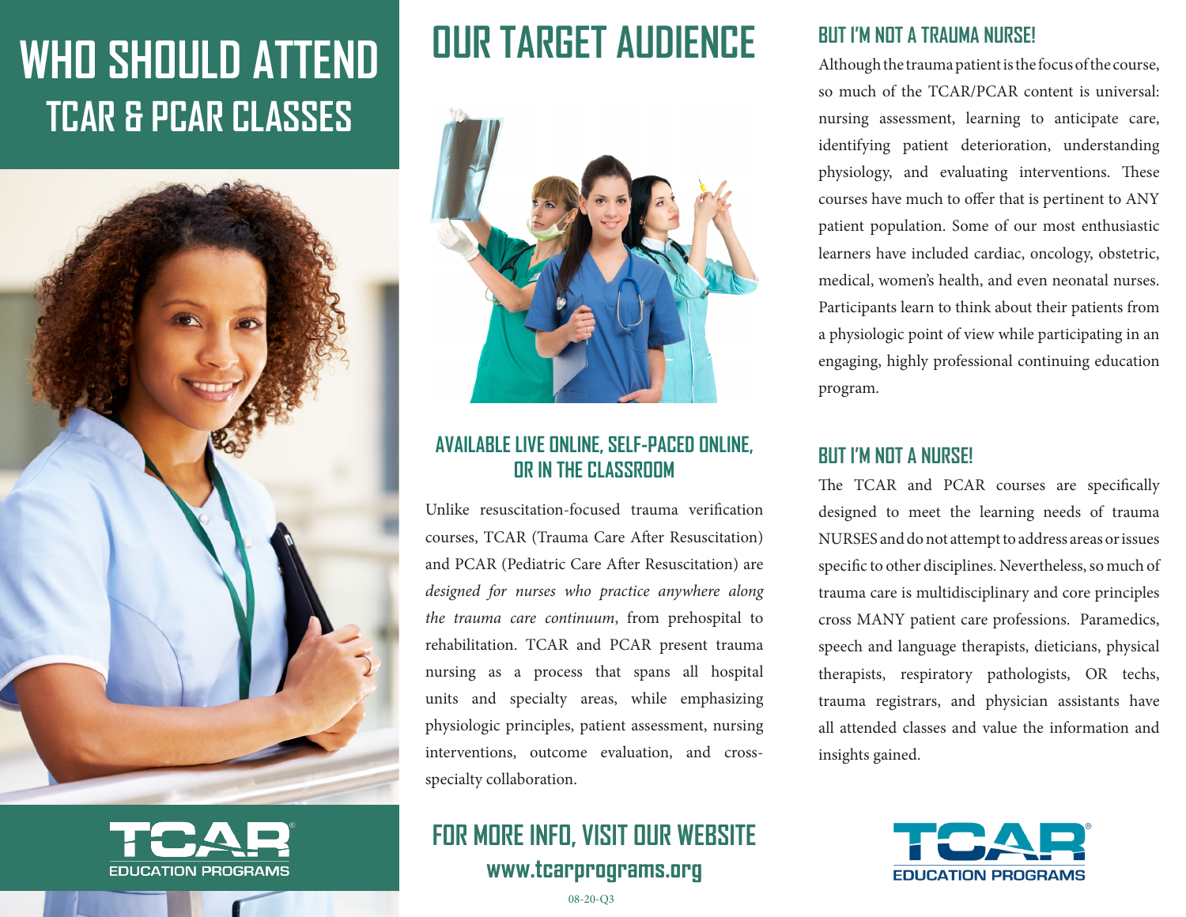# WHO SHOULD ATTEND TCAR & PCAR CLASSES

TCAR® EDUCATION PROGRAMS

# OUR TARGET AUDIENCE

## AVAILABLE LIVE ONLINE, SELF-PACED ONLINE, OR IN THE CLASSROOM

Unlike resuscitation-focused trauma verification courses, TCAR (Trauma Care After Resuscitation) and PCAR (Pediatric Care After Resuscitation) are *designed for nurses who practice anywhere along the trauma care continuum*, from prehospital to rehabilitation. TCAR and PCAR present trauma nursing as a process that spans all hospital units and specialty areas, while emphasizing physiologic principles, patient assessment, nursing interventions, outcome evaluation, and cross-specialty collaboration.

## FOR MORE INFO, VISIT OUR WEBSITE

**www.tcarprograms.org**

08-20-Q3

## BUT I'M NOT A TRAUMA NURSE!

Although the trauma patient is the focus of the course, so much of the TCAR/PCAR content is universal: nursing assessment, learning to anticipate care, identifying patient deterioration, understanding physiology, and evaluating interventions. These courses have much to offer that is pertinent to ANY patient population. Some of our most enthusiastic learners have included cardiac, oncology, obstetric, medical, women's health, and even neonatal nurses. Participants learn to think about their patients from a physiologic point of view while participating in an engaging, highly professional continuing education program.

## BUT I'M NOT A NURSE!

The TCAR and PCAR courses are specifically designed to meet the learning needs of trauma NURSES and do not attempt to address areas or issues specific to other disciplines. Nevertheless, so much of trauma care is multidisciplinary and core principles cross MANY patient care professions. Paramedics, speech and language therapists, dieticians, physical therapists, respiratory pathologists, OR techs, trauma registrars, and physician assistants have all attended classes and value the information and insights gained.

TCAR® EDUCATION PROGRAMS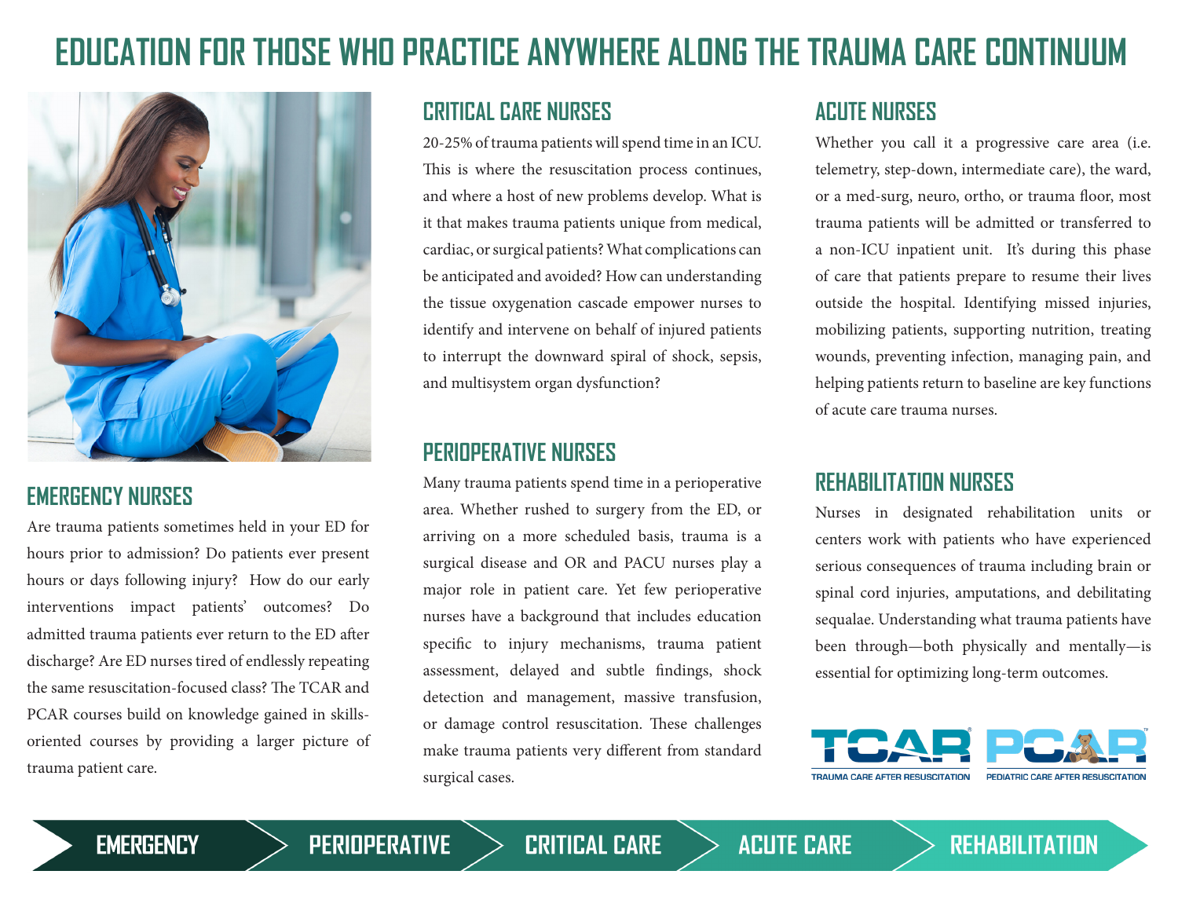# EDUCATION FOR THOSE WHO PRACTICE ANYWHERE ALONG THE TRAUMA CARE CONTINUUM

## EMERGENCY NURSES

Are trauma patients sometimes held in your ED for hours prior to admission? Do patients ever present hours or days following injury? How do our early interventions impact patients' outcomes? Do admitted trauma patients ever return to the ED after discharge? Are ED nurses tired of endlessly repeating the same resuscitation-focused class? The TCAR and PCAR courses build on knowledge gained in skills-oriented courses by providing a larger picture of trauma patient care.

## CRITICAL CARE NURSES

20-25% of trauma patients will spend time in an ICU. This is where the resuscitation process continues, and where a host of new problems develop. What is it that makes trauma patients unique from medical, cardiac, or surgical patients? What complications can be anticipated and avoided? How can understanding the tissue oxygenation cascade empower nurses to identify and intervene on behalf of injured patients to interrupt the downward spiral of shock, sepsis, and multisystem organ dysfunction?

## PERIOPERATIVE NURSES

Many trauma patients spend time in a perioperative area. Whether rushed to surgery from the ED, or arriving on a more scheduled basis, trauma is a surgical disease and OR and PACU nurses play a major role in patient care. Yet few perioperative nurses have a background that includes education specific to injury mechanisms, trauma patient assessment, delayed and subtle findings, shock detection and management, massive transfusion, or damage control resuscitation. These challenges make trauma patients very different from standard surgical cases.

## ACUTE NURSES

Whether you call it a progressive care area (i.e. telemetry, step-down, intermediate care), the ward, or a med-surg, neuro, ortho, or trauma floor, most trauma patients will be admitted or transferred to a non-ICU inpatient unit. It's during this phase of care that patients prepare to resume their lives outside the hospital. Identifying missed injuries, mobilizing patients, supporting nutrition, treating wounds, preventing infection, managing pain, and helping patients return to baseline are key functions of acute care trauma nurses.

## REHABILITATION NURSES

Nurses in designated rehabilitation units or centers work with patients who have experienced serious consequences of trauma including brain or spinal cord injuries, amputations, and debilitating sequalae. Understanding what trauma patients have been through—both physically and mentally—is essential for optimizing long-term outcomes.

TCAR® TRAUMA CARE AFTER RESUSCITATION

PCAR™ PEDIATRIC CARE AFTER RESUSCITATION

EMERGENCY → PERIOPERATIVE → CRITICAL CARE → ACUTE CARE → REHABILITATION